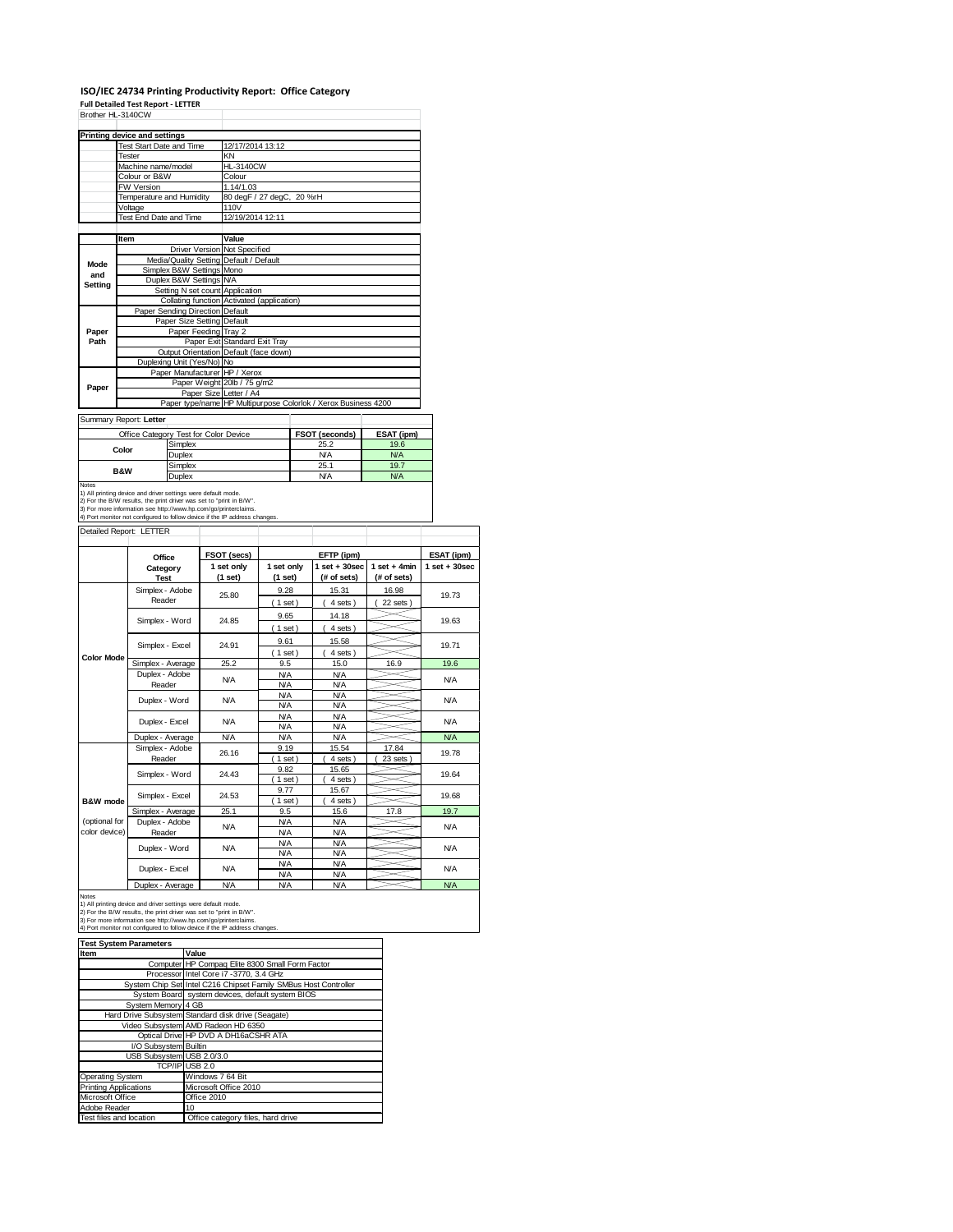# ISO/IEC 24734 Printing Productivity Report: Office Category

**Full Detailed Test Report - LETTER**

Brother HL-3140CW

| Printing device and settings | |
|---|---|
| Test Start Date and Time | 12/17/2014 13:12 |
| Tester | KN |
| Machine name/model | HL-3140CW |
| Colour or B&W | Colour |
| FW Version | 1.14/1.03 |
| Temperature and Humidity | 80 degF / 27 degC, 20 %rH |
| Voltage | 110V |
| Test End Date and Time | 12/19/2014 12:11 |

| | Item | Value |
|---|---|---|
| Mode and Setting | Driver Version | Not Specified |
| | Media/Quality Setting | Default / Default |
| | Simplex B&W Settings | Mono |
| | Duplex B&W Settings | N/A |
| | Setting N set count | Application |
| | Collating function | Activated (application) |
| Paper Path | Paper Sending Direction | Default |
| | Paper Size Setting | Default |
| | Paper Feeding | Tray 2 |
| | Paper Exit | Standard Exit Tray |
| | Output Orientation | Default (face down) |
| | Duplexing Unit (Yes/No) | No |
| Paper | Paper Manufacturer | HP / Xerox |
| | Paper Weight | 20lb / 75 g/m2 |
| | Paper Size | Letter / A4 |
| | Paper type/name | HP Multipurpose Colorlok / Xerox Business 4200 |

Summary Report: **Letter**

| Office Category Test for Color Device | | FSOT (seconds) | ESAT (ipm) |
|---|---|---|---|
| Color | Simplex | 25.2 | 19.6 |
| | Duplex | N/A | N/A |
| B&W | Simplex | 25.1 | 19.7 |
| | Duplex | N/A | N/A |

Notes
1) All printing device and driver settings were default mode.
2) For the B/W results, the print driver was set to "print in B/W".
3) For more information see http://www.hp.com/go/printerclaims.
4) Port monitor not configured to follow device if the IP address changes.

Detailed Report: LETTER

| | Office Category Test | FSOT (secs) 1 set only (1 set) | EFTP (ipm) 1 set only (1 set) | EFTP (ipm) 1 set + 30sec (# of sets) | EFTP (ipm) 1 set + 4min (# of sets) | ESAT (ipm) 1 set + 30sec |
|---|---|---|---|---|---|---|
| Color Mode | Simplex - Adobe Reader | 25.80 | 9.28 (1 set) | 15.31 (4 sets) | 16.98 (22 sets) | 19.73 |
| | Simplex - Word | 24.85 | 9.65 (1 set) | 14.18 (4 sets) | | 19.63 |
| | Simplex - Excel | 24.91 | 9.61 (1 set) | 15.58 (4 sets) | | 19.71 |
| | Simplex - Average | 25.2 | 9.5 | 15.0 | 16.9 | 19.6 |
| | Duplex - Adobe Reader | N/A | N/A N/A | N/A N/A | | N/A |
| | Duplex - Word | N/A | N/A N/A | N/A N/A | | N/A |
| | Duplex - Excel | N/A | N/A N/A | N/A N/A | | N/A |
| | Duplex - Average | N/A | N/A | N/A | | N/A |
| B&W mode (optional for color device) | Simplex - Adobe Reader | 26.16 | 9.19 (1 set) | 15.54 (4 sets) | 17.84 (23 sets) | 19.78 |
| | Simplex - Word | 24.43 | 9.82 (1 set) | 15.65 (4 sets) | | 19.64 |
| | Simplex - Excel | 24.53 | 9.77 (1 set) | 15.67 (4 sets) | | 19.68 |
| | Simplex - Average | 25.1 | 9.5 | 15.6 | 17.8 | 19.7 |
| | Duplex - Adobe Reader | N/A | N/A N/A | N/A N/A | | N/A |
| | Duplex - Word | N/A | N/A N/A | N/A N/A | | N/A |
| | Duplex - Excel | N/A | N/A N/A | N/A N/A | | N/A |
| | Duplex - Average | N/A | N/A | N/A | | N/A |

Notes
1) All printing device and driver settings were default mode.
2) For the B/W results, the print driver was set to "print in B/W".
3) For more information see http://www.hp.com/go/printerclaims.
4) Port monitor not configured to follow device if the IP address changes.

| Test System Parameters | |
|---|---|
| **Item** | **Value** |
| Computer | HP Compaq Elite 8300 Small Form Factor |
| Processor | Intel Core i7 -3770, 3.4 GHz |
| System Chip Set | Intel C216 Chipset Family SMBus Host Controller |
| System Board | system devices, default system BIOS |
| System Memory | 4 GB |
| Hard Drive Subsystem | Standard disk drive (Seagate) |
| Video Subsystem | AMD Radeon HD 6350 |
| Optical Drive | HP DVD A DH16aCSHR ATA |
| I/O Subsystem | Builtin |
| USB Subsystem | USB 2.0/3.0 |
| TCP/IP | USB 2.0 |
| Operating System | Windows 7 64 Bit |
| Printing Applications | Microsoft Office 2010 |
| Microsoft Office | Office 2010 |
| Adobe Reader | 10 |
| Test files and location | Office category files, hard drive |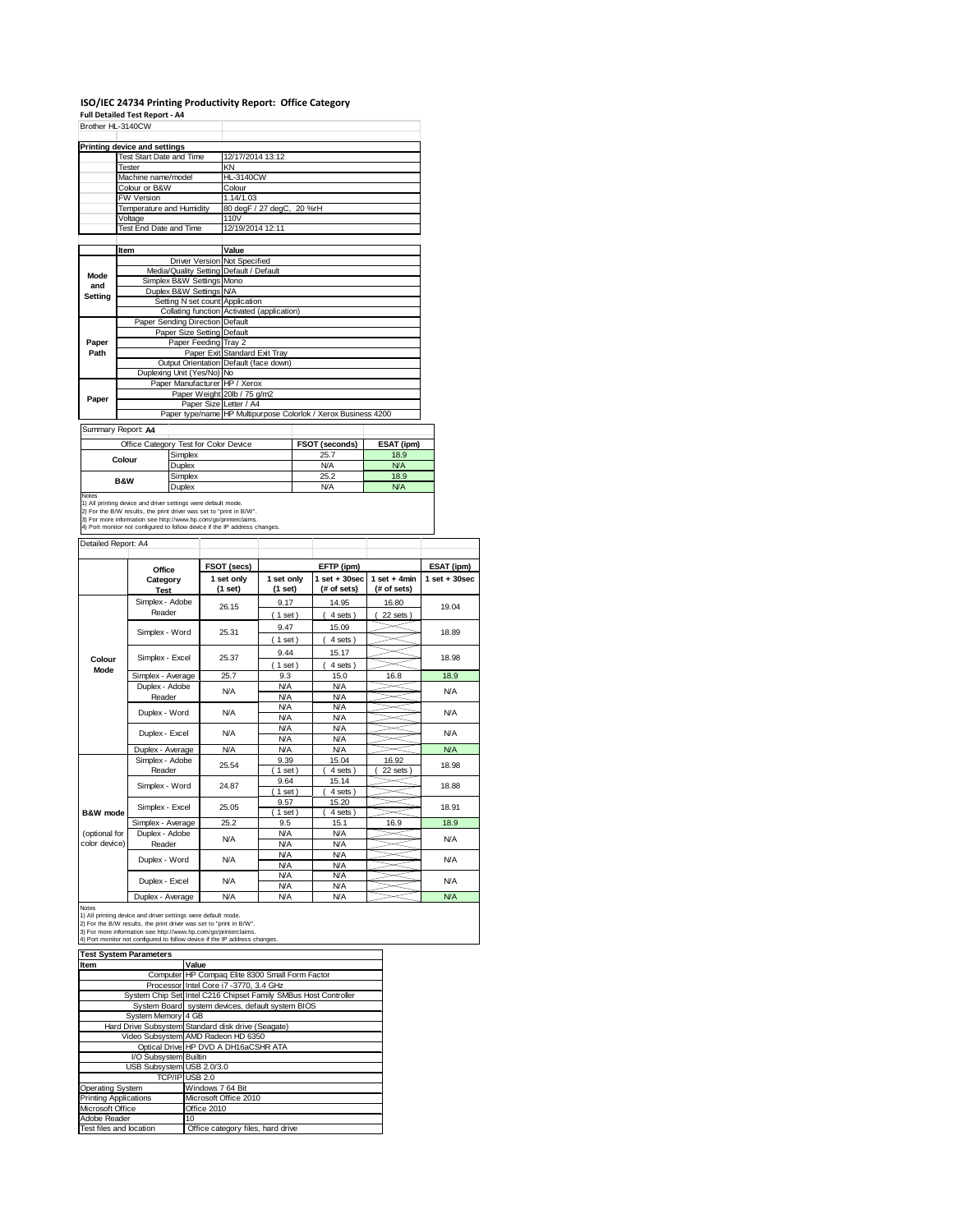## ISO/IEC 24734 Printing Productivity Report: Office Category

**Full Detailed Test Report - A4**

Brother HL-3140CW

| Printing device and settings | |
|---|---|
| Test Start Date and Time | 12/17/2014 13:12 |
| Tester | KN |
| Machine name/model | HL-3140CW |
| Colour or B&W | Colour |
| FW Version | 1.14/1.03 |
| Temperature and Humidity | 80 degF / 27 degC, 20 %rH |
| Voltage | 110V |
| Test End Date and Time | 12/19/2014 12:11 |

| | Item | Value |
|---|---|---|
| Mode and Setting | Driver Version | Not Specified |
| | Media/Quality Setting | Default / Default |
| | Simplex B&W Settings | Mono |
| | Duplex B&W Settings | N/A |
| | Setting N set count | Application |
| | Collating function | Activated (application) |
| Paper Path | Paper Sending Direction | Default |
| | Paper Size Setting | Default |
| | Paper Feeding | Tray 2 |
| | Paper Exit | Standard Exit Tray |
| | Output Orientation | Default (face down) |
| | Duplexing Unit (Yes/No) | No |
| Paper | Paper Manufacturer | HP / Xerox |
| | Paper Weight | 20lb / 75 g/m2 |
| | Paper Size | Letter / A4 |
| | Paper type/name | HP Multipurpose Colorlok / Xerox Business 4200 |

Summary Report: **A4**

| Office Category Test for Color Device | | FSOT (seconds) | ESAT (ipm) |
|---|---|---|---|
| Colour | Simplex | 25.7 | 18.9 |
| | Duplex | N/A | N/A |
| B&W | Simplex | 25.2 | 18.9 |
| | Duplex | N/A | N/A |

Notes
1) All printing device and driver settings were default mode.
2) For the B/W results, the print driver was set to "print in B/W".
3) For more information see http://www.hp.com/go/printerclaims.
4) Port monitor not configured to follow device if the IP address changes.

Detailed Report: A4

| | Office Category Test | FSOT (secs) 1 set only (1 set) | EFTP (ipm) 1 set only (1 set) | EFTP (ipm) 1 set + 30sec (# of sets) | EFTP (ipm) 1 set + 4min (# of sets) | ESAT (ipm) 1 set + 30sec |
|---|---|---|---|---|---|---|
| Colour Mode | Simplex - Adobe Reader | 26.15 | 9.17 (1 set) | 14.95 (4 sets) | 16.80 (22 sets) | 19.04 |
| | Simplex - Word | 25.31 | 9.47 (1 set) | 15.09 (4 sets) | | 18.89 |
| | Simplex - Excel | 25.37 | 9.44 (1 set) | 15.17 (4 sets) | | 18.98 |
| | Simplex - Average | 25.7 | 9.3 | 15.0 | 16.8 | 18.9 |
| | Duplex - Adobe Reader | N/A | N/A N/A | N/A N/A | | N/A |
| | Duplex - Word | N/A | N/A N/A | N/A N/A | | N/A |
| | Duplex - Excel | N/A | N/A N/A | N/A N/A | | N/A |
| | Duplex - Average | N/A | N/A | N/A | | N/A |
| B&W mode (optional for color device) | Simplex - Adobe Reader | 25.54 | 9.39 (1 set) | 15.04 (4 sets) | 16.92 (22 sets) | 18.98 |
| | Simplex - Word | 24.87 | 9.64 (1 set) | 15.14 (4 sets) | | 18.88 |
| | Simplex - Excel | 25.05 | 9.57 (1 set) | 15.20 (4 sets) | | 18.91 |
| | Simplex - Average | 25.2 | 9.5 | 15.1 | 16.9 | 18.9 |
| | Duplex - Adobe Reader | N/A | N/A N/A | N/A N/A | | N/A |
| | Duplex - Word | N/A | N/A N/A | N/A N/A | | N/A |
| | Duplex - Excel | N/A | N/A N/A | N/A N/A | | N/A |
| | Duplex - Average | N/A | N/A | N/A | | N/A |

Notes
1) All printing device and driver settings were default mode.
2) For the B/W results, the print driver was set to "print in B/W".
3) For more information see http://www.hp.com/go/printerclaims.
4) Port monitor not configured to follow device if the IP address changes.

| Test System Parameters | |
|---|---|
| **Item** | **Value** |
| Computer | HP Compaq Elite 8300 Small Form Factor |
| Processor | Intel Core i7 -3770, 3.4 GHz |
| System Chip Set | Intel C216 Chipset Family SMBus Host Controller |
| System Board | system devices, default system BIOS |
| System Memory | 4 GB |
| Hard Drive Subsystem | Standard disk drive (Seagate) |
| Video Subsystem | AMD Radeon HD 6350 |
| Optical Drive | HP DVD A DH16aCSHR ATA |
| I/O Subsystem | Builtin |
| USB Subsystem | USB 2.0/3.0 |
| TCP/IP | USB 2.0 |
| Operating System | Windows 7 64 Bit |
| Printing Applications | Microsoft Office 2010 |
| Microsoft Office | Office 2010 |
| Adobe Reader | 10 |
| Test files and location | Office category files, hard drive |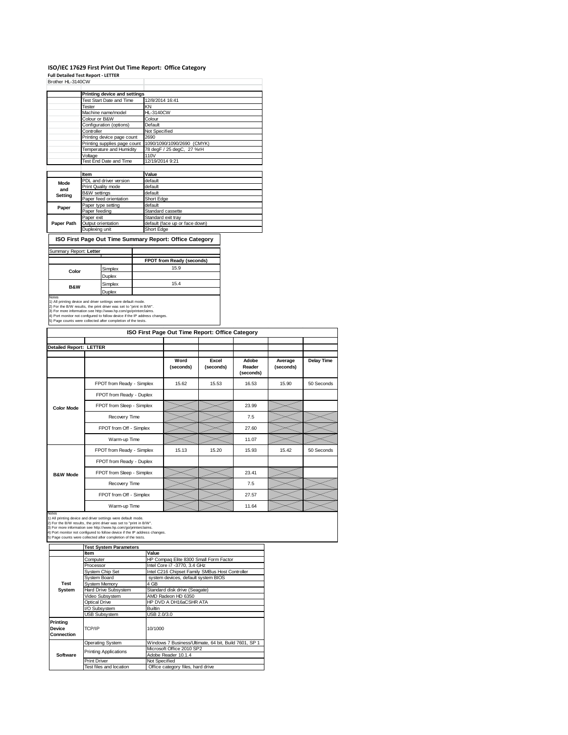# ISO/IEC 17629 First Print Out Time Report: Office Category

**Full Detailed Test Report - LETTER**

Brother HL-3140CW

| | Printing device and settings | |
|---|---|---|
| | Test Start Date and Time | 12/8/2014 16:41 |
| | Tester | KN |
| | Machine name/model | HL-3140CW |
| | Colour or B&W | Colour |
| | Configuration (options) | Default |
| | Controller | Not Specified |
| | Printing device page count | 2690 |
| | Printing supplies page count | 1090/1090/1090/2690 (CMYK) |
| | Temperature and Humidity | 78 degF / 25 degC, 27 %rH |
| | Voltage | 110V |
| | Test End Date and Time | 12/19/2014 9:21 |

| | Item | Value |
|---|---|---|
| Mode and Setting | PDL and driver version | default |
| | Print Quality mode | default |
| | B&W settings | default |
| | Paper feed orientation | Short Edge |
| Paper | Paper type setting | default |
| | Paper feeding | Standard cassette |
| Paper Path | Paper exit | Standard exit tray |
| | Output orientation | default (face up or face down) |
| | Duplexing unit | Short Edge |

## ISO First Page Out Time Summary Report: Office Category

Summary Report: **Letter**

| | | FPOT from Ready (seconds) |
|---|---|---|
| Color | Simplex | 15.9 |
| | Duplex | |
| B&W | Simplex | 15.4 |
| | Duplex | |

Notes
1) All printing device and driver settings were default mode.
2) For the B/W results, the print driver was set to "print in B/W".
3) For more information see http://www.hp.com/go/printerclaims.
4) Port monitor not configured to follow device if the IP address changes.
5) Page counts were collected after completion of the tests.

## ISO First Page Out Time Report: Office Category

**Detailed Report: LETTER**

| | | Word (seconds) | Excel (seconds) | Adobe Reader (seconds) | Average (seconds) | Delay Time |
|---|---|---|---|---|---|---|
| Color Mode | FPOT from Ready - Simplex | 15.62 | 15.53 | 16.53 | 15.90 | 50 Seconds |
| | FPOT from Ready - Duplex | | | | | |
| | FPOT from Sleep - Simplex | | | 23.99 | | |
| | Recovery Time | | | 7.5 | | |
| | FPOT from Off - Simplex | | | 27.60 | | |
| | Warm-up Time | | | 11.07 | | |
| B&W Mode | FPOT from Ready - Simplex | 15.13 | 15.20 | 15.93 | 15.42 | 50 Seconds |
| | FPOT from Ready - Duplex | | | | | |
| | FPOT from Sleep - Simplex | | | 23.41 | | |
| | Recovery Time | | | 7.5 | | |
| | FPOT from Off - Simplex | | | 27.57 | | |
| | Warm-up Time | | | 11.64 | | |

Notes
1) All printing device and driver settings were default mode.
2) For the B/W results, the print driver was set to "print in B/W".
3) For more information see http://www.hp.com/go/printerclaims.
4) Port monitor not configured to follow device if the IP address changes.
5) Page counts were collected after completion of the tests.

| | Test System Parameters | |
|---|---|---|
| | Item | Value |
| Test System | Computer | HP Compaq Elite 8300 Small Form Factor |
| | Processor | Intel Core i7 -3770, 3.4 GHz |
| | System Chip Set | Intel C216 Chipset Family SMBus Host Controller |
| | System Board | system devices, default system BIOS |
| | System Memory | 4 GB |
| | Hard Drive Subsystem | Standard disk drive (Seagate) |
| | Video Subsystem | AMD Radeon HD 6350 |
| | Optical Drive | HP DVD A DH16aCSHR ATA |
| | I/O Subsystem | Builtin |
| | USB Subsystem | USB 2.0/3.0 |
| Printing Device Connection | TCP/IP | 10/1000 |
| Software | Operating System | Windows 7 Business/Ultimate, 64 bit, Build 7601, SP 1 |
| | Printing Applications | Microsoft Office 2010 SP2 |
| | | Adobe Reader 10.1.4 |
| | Print Driver | Not Specified |
| | Test files and location | Office category files, hard drive |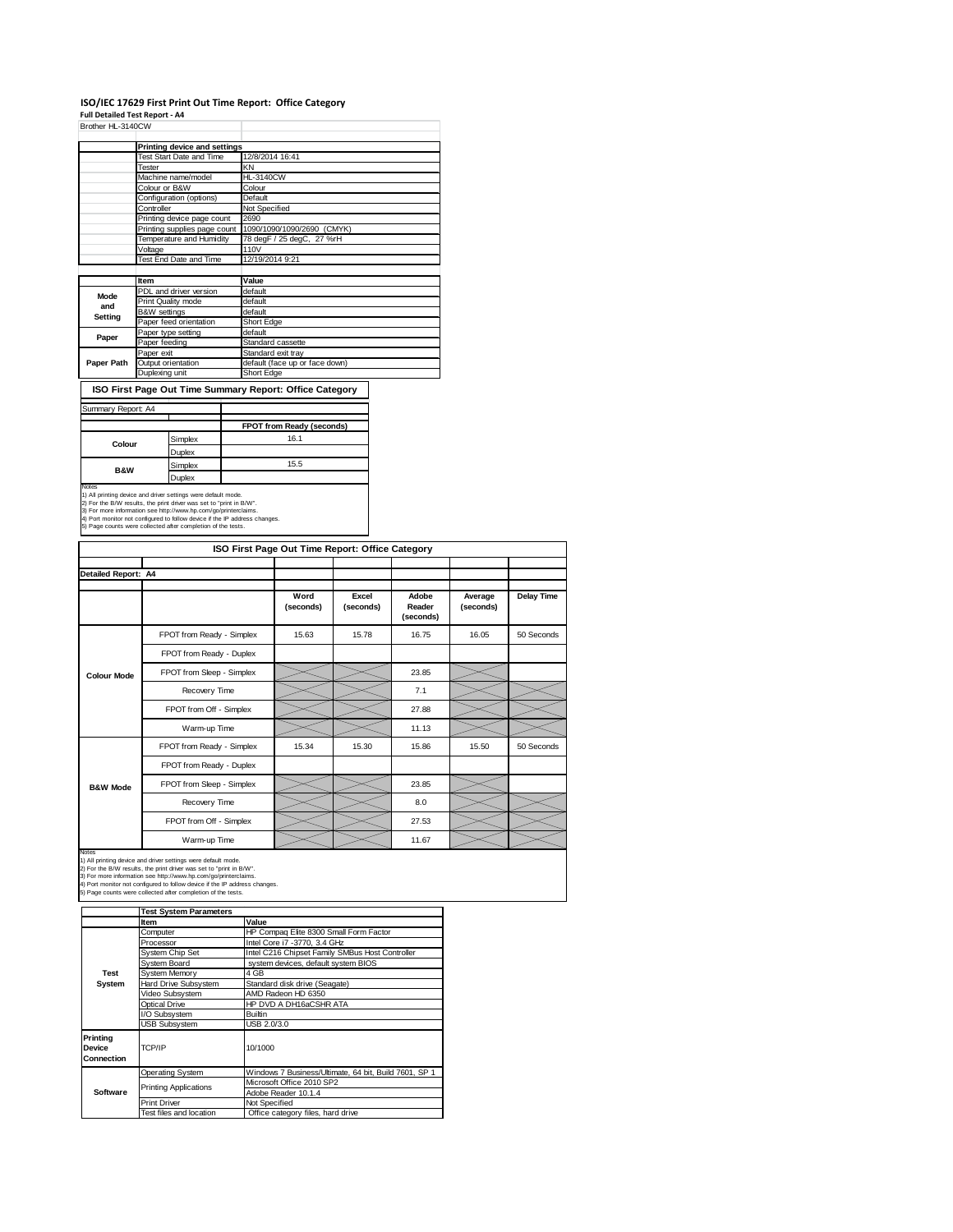## ISO/IEC 17629 First Print Out Time Report: Office Category

**Full Detailed Test Report - A4**

Brother HL-3140CW

| | | |
|---|---|---|
| | **Printing device and settings** | |
| | Test Start Date and Time | 12/8/2014 16:41 |
| | Tester | KN |
| | Machine name/model | HL-3140CW |
| | Colour or B&W | Colour |
| | Configuration (options) | Default |
| | Controller | Not Specified |
| | Printing device page count | 2690 |
| | Printing supplies page count | 1090/1090/1090/2690 (CMYK) |
| | Temperature and Humidity | 78 degF / 25 degC, 27 %rH |
| | Voltage | 110V |
| | Test End Date and Time | 12/19/2014 9:21 |

| | Item | Value |
|---|---|---|
| **Mode and Setting** | PDL and driver version | default |
| | Print Quality mode | default |
| | B&W settings | default |
| | Paper feed orientation | Short Edge |
| **Paper** | Paper type setting | default |
| | Paper feeding | Standard cassette |
| **Paper Path** | Paper exit | Standard exit tray |
| | Output orientation | default (face up or face down) |
| | Duplexing unit | Short Edge |

### ISO First Page Out Time Summary Report: Office Category

Summary Report: A4

| | | FPOT from Ready (seconds) |
|---|---|---|
| **Colour** | Simplex | 16.1 |
| | Duplex | |
| **B&W** | Simplex | 15.5 |
| | Duplex | |

Notes
1) All printing device and driver settings were default mode.
2) For the B/W results, the print driver was set to "print in B/W".
3) For more information see http://www.hp.com/go/printerclaims.
4) Port monitor not configured to follow device if the IP address changes.
5) Page counts were collected after completion of the tests.

### ISO First Page Out Time Report: Office Category

Detailed Report: A4

| | | Word (seconds) | Excel (seconds) | Adobe Reader (seconds) | Average (seconds) | Delay Time |
|---|---|---|---|---|---|---|
| **Colour Mode** | FPOT from Ready - Simplex | 15.63 | 15.78 | 16.75 | 16.05 | 50 Seconds |
| | FPOT from Ready - Duplex | | | | | |
| | FPOT from Sleep - Simplex | | | 23.85 | | |
| | Recovery Time | | | 7.1 | | |
| | FPOT from Off - Simplex | | | 27.88 | | |
| | Warm-up Time | | | 11.13 | | |
| **B&W Mode** | FPOT from Ready - Simplex | 15.34 | 15.30 | 15.86 | 15.50 | 50 Seconds |
| | FPOT from Ready - Duplex | | | | | |
| | FPOT from Sleep - Simplex | | | 23.85 | | |
| | Recovery Time | | | 8.0 | | |
| | FPOT from Off - Simplex | | | 27.53 | | |
| | Warm-up Time | | | 11.67 | | |

Notes
1) All printing device and driver settings were default mode.
2) For the B/W results, the print driver was set to "print in B/W".
3) For more information see http://www.hp.com/go/printerclaims.
4) Port monitor not configured to follow device if the IP address changes.
5) Page counts were collected after completion of the tests.

| | **Test System Parameters** | |
|---|---|---|
| | **Item** | **Value** |
| **Test System** | Computer | HP Compaq Elite 8300 Small Form Factor |
| | Processor | Intel Core i7 -3770, 3.4 GHz |
| | System Chip Set | Intel C216 Chipset Family SMBus Host Controller |
| | System Board | system devices, default system BIOS |
| | System Memory | 4 GB |
| | Hard Drive Subsystem | Standard disk drive (Seagate) |
| | Video Subsystem | AMD Radeon HD 6350 |
| | Optical Drive | HP DVD A DH16aCSHR ATA |
| | I/O Subsystem | Builtin |
| | USB Subsystem | USB 2.0/3.0 |
| **Printing Device Connection** | TCP/IP | 10/1000 |
| **Software** | Operating System | Windows 7 Business/Ultimate, 64 bit, Build 7601, SP 1 |
| | Printing Applications | Microsoft Office 2010 SP2 |
| | | Adobe Reader 10.1.4 |
| | Print Driver | Not Specified |
| | Test files and location | Office category files, hard drive |